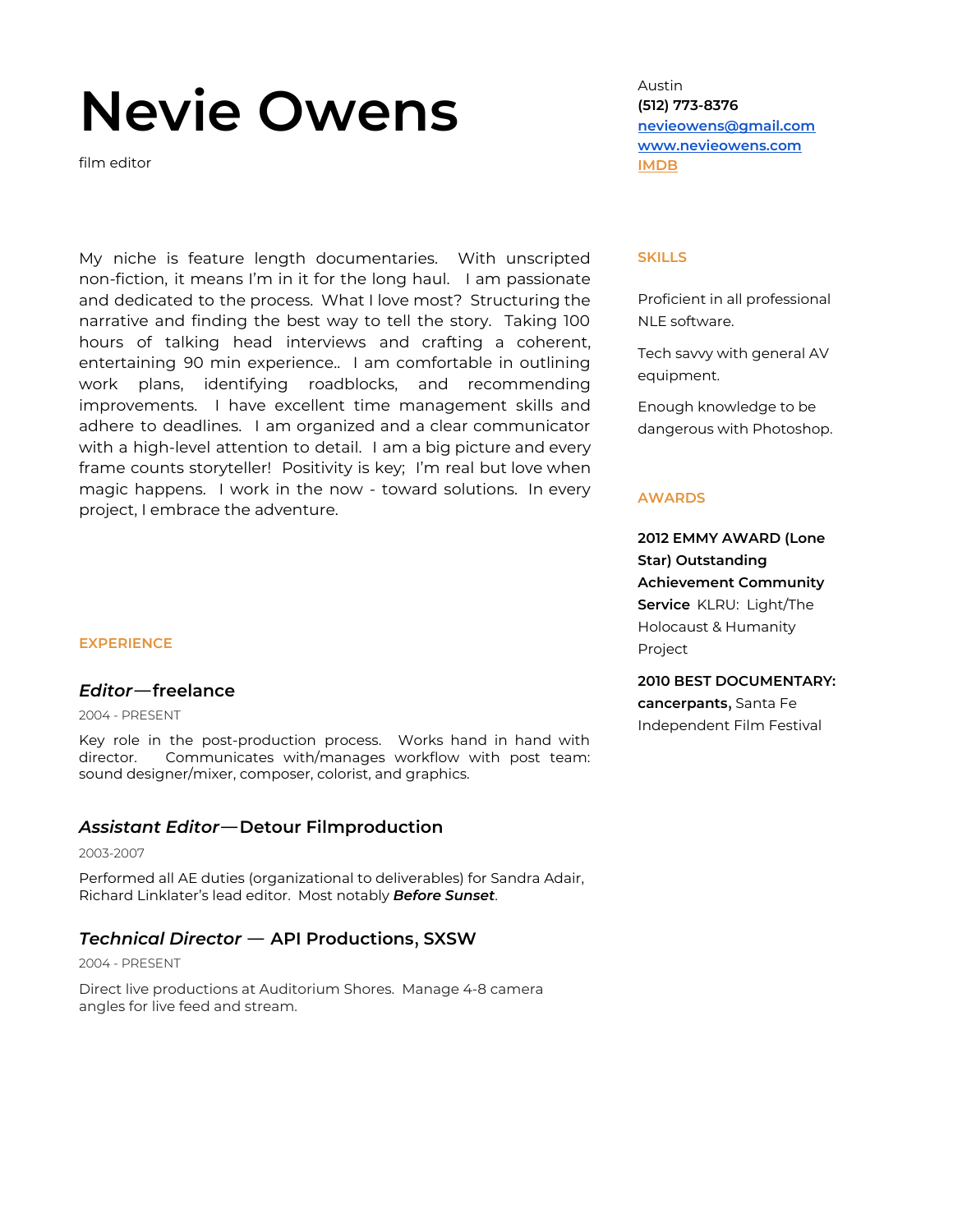# Nevie Owens

film editor

Austin
**(512) 773-8376**
**nevieowens@gmail.com**
**www.nevieowens.com**
IMDB

My niche is feature length documentaries. With unscripted non-fiction, it means I'm in it for the long haul. I am passionate and dedicated to the process. What I love most? Structuring the narrative and finding the best way to tell the story. Taking 100 hours of talking head interviews and crafting a coherent, entertaining 90 min experience.. I am comfortable in outlining work plans, identifying roadblocks, and recommending improvements. I have excellent time management skills and adhere to deadlines. I am organized and a clear communicator with a high-level attention to detail. I am a big picture and every frame counts storyteller! Positivity is key; I'm real but love when magic happens. I work in the now - toward solutions. In every project, I embrace the adventure.

## EXPERIENCE

### *Editor*—freelance

2004 - PRESENT

Key role in the post-production process. Works hand in hand with director. Communicates with/manages workflow with post team: sound designer/mixer, composer, colorist, and graphics.

### *Assistant Editor*—Detour Filmproduction

2003-2007

Performed all AE duties (organizational to deliverables) for Sandra Adair, Richard Linklater's lead editor. Most notably ***Before Sunset***.

### *Technical Director* — API Productions, SXSW

2004 - PRESENT

Direct live productions at Auditorium Shores. Manage 4-8 camera angles for live feed and stream.

## SKILLS

Proficient in all professional NLE software.

Tech savvy with general AV equipment.

Enough knowledge to be dangerous with Photoshop.

## AWARDS

**2012 EMMY AWARD (Lone Star) Outstanding Achievement Community Service** KLRU: Light/The Holocaust & Humanity Project

**2010 BEST DOCUMENTARY: cancerpants,** Santa Fe Independent Film Festival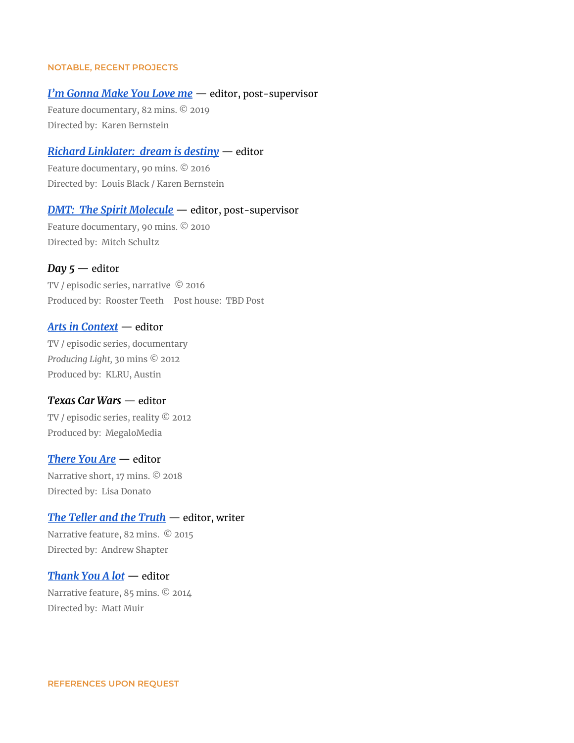## NOTABLE, RECENT PROJECTS

***I'm Gonna Make You Love me*** — editor, post-supervisor
Feature documentary, 82 mins. © 2019
Directed by: Karen Bernstein

***Richard Linklater: dream is destiny*** — editor
Feature documentary, 90 mins. © 2016
Directed by: Louis Black / Karen Bernstein

***DMT: The Spirit Molecule*** — editor, post-supervisor
Feature documentary, 90 mins. © 2010
Directed by: Mitch Schultz

***Day 5*** — editor
TV / episodic series, narrative © 2016
Produced by: Rooster Teeth Post house: TBD Post

***Arts in Context*** — editor
TV / episodic series, documentary
*Producing Light,* 30 mins © 2012
Produced by: KLRU, Austin

***Texas Car Wars*** — editor
TV / episodic series, reality © 2012
Produced by: MegaloMedia

***There You Are*** — editor
Narrative short, 17 mins. © 2018
Directed by: Lisa Donato

***The Teller and the Truth*** — editor, writer
Narrative feature, 82 mins. © 2015
Directed by: Andrew Shapter

***Thank You A lot*** — editor
Narrative feature, 85 mins. © 2014
Directed by: Matt Muir

## REFERENCES UPON REQUEST